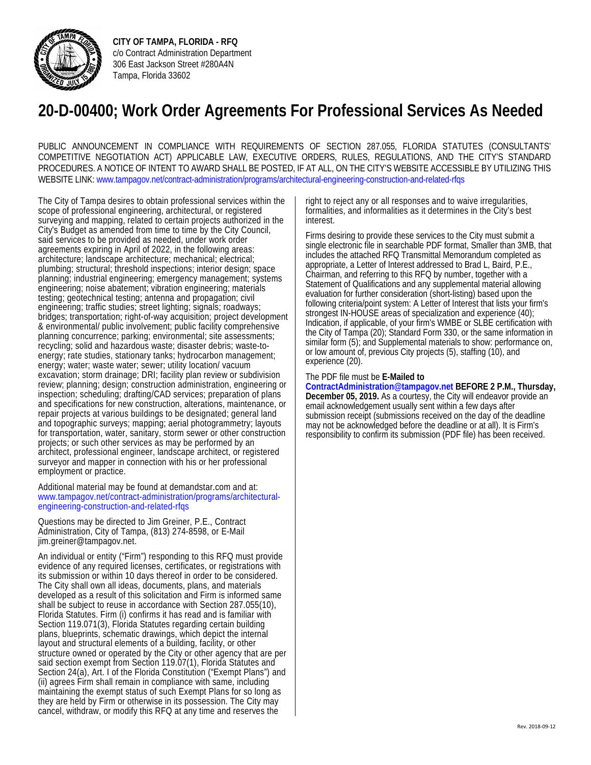**CITY OF TAMPA, FLORIDA - RFQ**
c/o Contract Administration Department
306 East Jackson Street #280A4N
Tampa, Florida 33602

# 20-D-00400; Work Order Agreements For Professional Services As Needed

PUBLIC ANNOUNCEMENT IN COMPLIANCE WITH REQUIREMENTS OF SECTION 287.055, FLORIDA STATUTES (CONSULTANTS' COMPETITIVE NEGOTIATION ACT) APPLICABLE LAW, EXECUTIVE ORDERS, RULES, REGULATIONS, AND THE CITY'S STANDARD PROCEDURES. A NOTICE OF INTENT TO AWARD SHALL BE POSTED, IF AT ALL, ON THE CITY'S WEBSITE ACCESSIBLE BY UTILIZING THIS WEBSITE LINK: www.tampagov.net/contract-administration/programs/architectural-engineering-construction-and-related-rfqs

The City of Tampa desires to obtain professional services within the scope of professional engineering, architectural, or registered surveying and mapping, related to certain projects authorized in the City's Budget as amended from time to time by the City Council, said services to be provided as needed, under work order agreements expiring in April of 2022, in the following areas: architecture; landscape architecture; mechanical; electrical; plumbing; structural; threshold inspections; interior design; space planning; industrial engineering; emergency management; systems engineering; noise abatement; vibration engineering; materials testing; geotechnical testing; antenna and propagation; civil engineering; traffic studies; street lighting; signals; roadways; bridges; transportation; right-of-way acquisition; project development & environmental/ public involvement; public facility comprehensive planning concurrence; parking; environmental; site assessments; recycling; solid and hazardous waste; disaster debris; waste-to-energy; rate studies, stationary tanks; hydrocarbon management; energy; water; waste water; sewer; utility location/ vacuum excavation; storm drainage; DRI; facility plan review or subdivision review; planning; design; construction administration, engineering or inspection; scheduling; drafting/CAD services; preparation of plans and specifications for new construction, alterations, maintenance, or repair projects at various buildings to be designated; general land and topographic surveys; mapping; aerial photogrammetry; layouts for transportation, water, sanitary, storm sewer or other construction projects; or such other services as may be performed by an architect, professional engineer, landscape architect, or registered surveyor and mapper in connection with his or her professional employment or practice.

Additional material may be found at demandstar.com and at: www.tampagov.net/contract-administration/programs/architectural-engineering-construction-and-related-rfqs

Questions may be directed to Jim Greiner, P.E., Contract Administration, City of Tampa, (813) 274-8598, or E-Mail jim.greiner@tampagov.net.

An individual or entity ("Firm") responding to this RFQ must provide evidence of any required licenses, certificates, or registrations with its submission or within 10 days thereof in order to be considered. The City shall own all ideas, documents, plans, and materials developed as a result of this solicitation and Firm is informed same shall be subject to reuse in accordance with Section 287.055(10), Florida Statutes. Firm (i) confirms it has read and is familiar with Section 119.071(3), Florida Statutes regarding certain building plans, blueprints, schematic drawings, which depict the internal layout and structural elements of a building, facility, or other structure owned or operated by the City or other agency that are per said section exempt from Section 119.07(1), Florida Statutes and Section 24(a), Art. I of the Florida Constitution ("Exempt Plans") and (ii) agrees Firm shall remain in compliance with same, including maintaining the exempt status of such Exempt Plans for so long as they are held by Firm or otherwise in its possession. The City may cancel, withdraw, or modify this RFQ at any time and reserves the right to reject any or all responses and to waive irregularities, formalities, and informalities as it determines in the City's best interest.

Firms desiring to provide these services to the City must submit a single electronic file in searchable PDF format, Smaller than 3MB, that includes the attached RFQ Transmittal Memorandum completed as appropriate, a Letter of Interest addressed to Brad L, Baird, P.E., Chairman, and referring to this RFQ by number, together with a Statement of Qualifications and any supplemental material allowing evaluation for further consideration (short-listing) based upon the following criteria/point system: A Letter of Interest that lists your firm's strongest IN-HOUSE areas of specialization and experience (40); Indication, if applicable, of your firm's WMBE or SLBE certification with the City of Tampa (20); Standard Form 330, or the same information in similar form (5); and Supplemental materials to show: performance on, or low amount of, previous City projects (5), staffing (10), and experience (20).

The PDF file must be **E-Mailed to ContractAdministration@tampagov.net BEFORE 2 P.M., Thursday, December 05, 2019.** As a courtesy, the City will endeavor provide an email acknowledgement usually sent within a few days after submission receipt (submissions received on the day of the deadline may not be acknowledged before the deadline or at all). It is Firm's responsibility to confirm its submission (PDF file) has been received.

Rev. 2018-09-12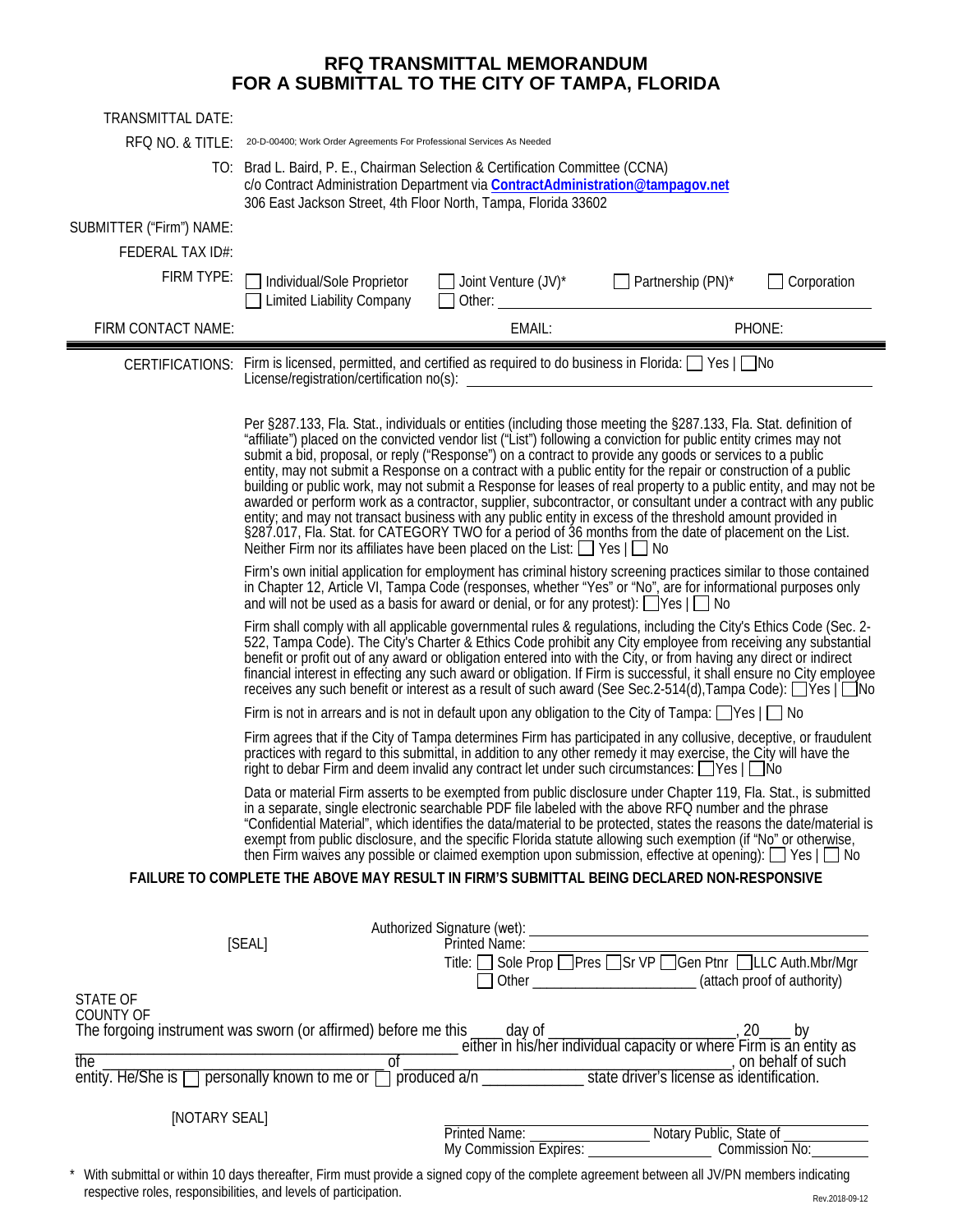# RFQ TRANSMITTAL MEMORANDUM
# FOR A SUBMITTAL TO THE CITY OF TAMPA, FLORIDA

TRANSMITTAL DATE:

RFQ NO. & TITLE: 20-D-00400; Work Order Agreements For Professional Services As Needed

TO: Brad L. Baird, P. E., Chairman Selection & Certification Committee (CCNA)
c/o Contract Administration Department via **ContractAdministration@tampagov.net**
306 East Jackson Street, 4th Floor North, Tampa, Florida 33602

SUBMITTER ("Firm") NAME:

FEDERAL TAX ID#:

FIRM TYPE: ☐ Individual/Sole Proprietor ☐ Joint Venture (JV)* ☐ Partnership (PN)* ☐ Corporation
☐ Limited Liability Company ☐ Other: ______________________

FIRM CONTACT NAME: EMAIL: PHONE:

---

CERTIFICATIONS: Firm is licensed, permitted, and certified as required to do business in Florida: ☐ Yes | ☐ No
License/registration/certification no(s): ______________________

Per §287.133, Fla. Stat., individuals or entities (including those meeting the §287.133, Fla. Stat. definition of "affiliate") placed on the convicted vendor list ("List") following a conviction for public entity crimes may not submit a bid, proposal, or reply ("Response") on a contract to provide any goods or services to a public entity, may not submit a Response on a contract with a public entity for the repair or construction of a public building or public work, may not submit a Response for leases of real property to a public entity, and may not be awarded or perform work as a contractor, supplier, subcontractor, or consultant under a contract with any public entity; and may not transact business with any public entity in excess of the threshold amount provided in §287.017, Fla. Stat. for CATEGORY TWO for a period of 36 months from the date of placement on the List. Neither Firm nor its affiliates have been placed on the List: ☐ Yes | ☐ No

Firm's own initial application for employment has criminal history screening practices similar to those contained in Chapter 12, Article VI, Tampa Code (responses, whether "Yes" or "No", are for informational purposes only and will not be used as a basis for award or denial, or for any protest): ☐ Yes | ☐ No

Firm shall comply with all applicable governmental rules & regulations, including the City's Ethics Code (Sec. 2-522, Tampa Code). The City's Charter & Ethics Code prohibit any City employee from receiving any substantial benefit or profit out of any award or obligation entered into with the City, or from having any direct or indirect financial interest in effecting any such award or obligation. If Firm is successful, it shall ensure no City employee receives any such benefit or interest as a result of such award (See Sec.2-514(d),Tampa Code): ☐ Yes | ☐ No

Firm is not in arrears and is not in default upon any obligation to the City of Tampa: ☐ Yes | ☐ No

Firm agrees that if the City of Tampa determines Firm has participated in any collusive, deceptive, or fraudulent practices with regard to this submittal, in addition to any other remedy it may exercise, the City will have the right to debar Firm and deem invalid any contract let under such circumstances: ☐ Yes | ☐ No

Data or material Firm asserts to be exempted from public disclosure under Chapter 119, Fla. Stat., is submitted in a separate, single electronic searchable PDF file labeled with the above RFQ number and the phrase "Confidential Material", which identifies the data/material to be protected, states the reasons the date/material is exempt from public disclosure, and the specific Florida statute allowing such exemption (if "No" or otherwise, then Firm waives any possible or claimed exemption upon submission, effective at opening): ☐ Yes | ☐ No

**FAILURE TO COMPLETE THE ABOVE MAY RESULT IN FIRM'S SUBMITTAL BEING DECLARED NON-RESPONSIVE**

[SEAL]

Authorized Signature (wet): ______________________
Printed Name: ______________________
Title: ☐ Sole Prop ☐ Pres ☐ Sr VP ☐ Gen Ptnr ☐ LLC Auth.Mbr/Mgr
☐ Other ______________________ (attach proof of authority)

STATE OF
COUNTY OF
The forgoing instrument was sworn (or affirmed) before me this ____ day of ______________________, 20____ by ______________________ either in his/her individual capacity or where Firm is an entity as the ______________________ of ______________________, on behalf of such entity. He/She is ☐ personally known to me or ☐ produced a/n ____________ state driver's license as identification.

[NOTARY SEAL]

Printed Name: ______________ Notary Public, State of ______________
My Commission Expires: ______________ Commission No: ______________

\* With submittal or within 10 days thereafter, Firm must provide a signed copy of the complete agreement between all JV/PN members indicating respective roles, responsibilities, and levels of participation.

Rev.2018-09-12